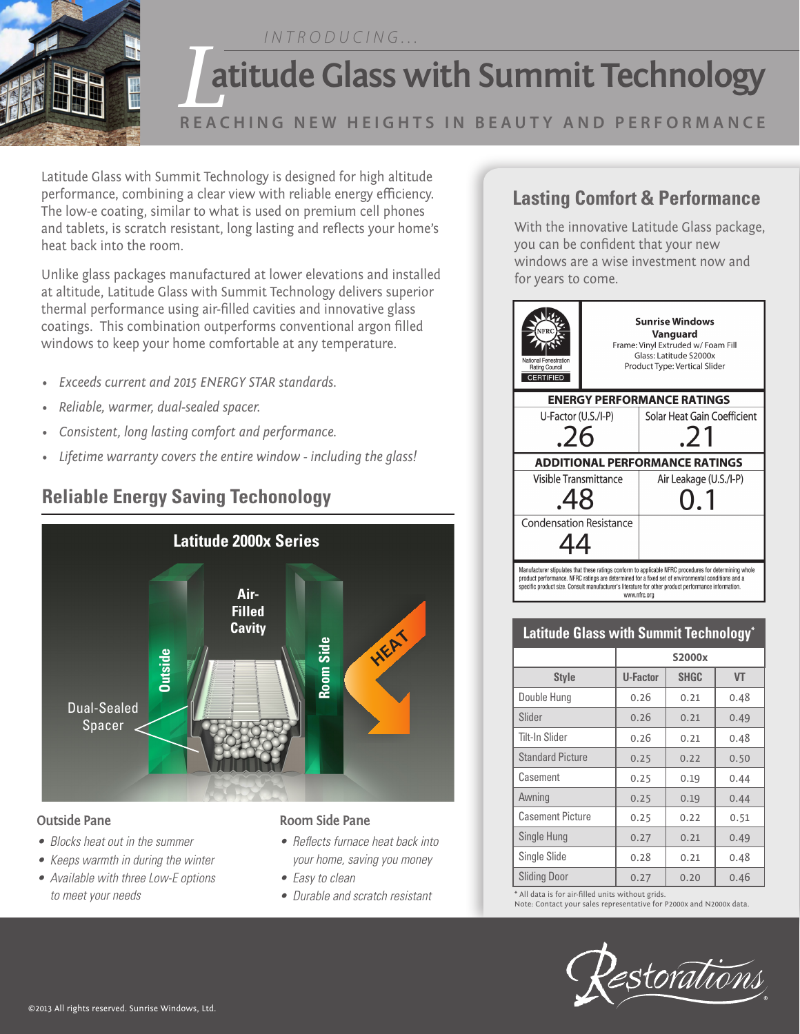INTRODUCING...

# Latitude Glass with Summit Technology

REACHING NEW HEIGHTS IN BEAUTY AND PERFORMANCE

Latitude Glass with Summit Technology is designed for high altitude performance, combining a clear view with reliable energy efficiency. The low-e coating, similar to what is used on premium cell phones and tablets, is scratch resistant, long lasting and reflects your home's heat back into the room.

Unlike glass packages manufactured at lower elevations and installed at altitude, Latitude Glass with Summit Technology delivers superior thermal performance using air-filled cavities and innovative glass coatings. This combination outperforms conventional argon filled windows to keep your home comfortable at any temperature.

- *Exceeds current and 2015 ENERGY STAR standards.*
- *Reliable, warmer, dual-sealed spacer.*
- *Consistent, long lasting comfort and performance.*
- *Lifetime warranty covers the entire window - including the glass!*

## Reliable Energy Saving Techonology

**Latitude 2000x Series**

Air-Filled Cavity

Outside

Room Side

HEAT

Dual-Sealed Spacer

### Outside Pane

- *Blocks heat out in the summer*
- *Keeps warmth in during the winter*
- *Available with three Low-E options to meet your needs*

### Room Side Pane

- *Reflects furnace heat back into your home, saving you money*
- *Easy to clean*
- *Durable and scratch resistant*

## Lasting Comfort & Performance

With the innovative Latitude Glass package, you can be confident that your new windows are a wise investment now and for years to come.

NFRC National Fenestration Rating Council CERTIFIED

**Sunrise Windows**
**Vanguard**
Frame: Vinyl Extruded w/ Foam Fill
Glass: Latitude S2000x
Product Type: Vertical Slider

**ENERGY PERFORMANCE RATINGS**

| U-Factor (U.S./I-P) | Solar Heat Gain Coefficient |
|---|---|
| .26 | .21 |

**ADDITIONAL PERFORMANCE RATINGS**

| Visible Transmittance | Air Leakage (U.S./I-P) |
|---|---|
| .48 | 0.1 |
| Condensation Resistance | |
| 44 | |

Manufacturer stipulates that these ratings conform to applicable NFRC procedures for determining whole product performance. NFRC ratings are determined for a fixed set of environmental conditions and a specific product size. Consult manufacturer's literature for other product performance information. www.nfrc.org

**Latitude Glass with Summit Technology***

| | S2000x | | |
|---|---|---|---|
| **Style** | **U-Factor** | **SHGC** | **VT** |
| Double Hung | 0.26 | 0.21 | 0.48 |
| Slider | 0.26 | 0.21 | 0.49 |
| Tilt-In Slider | 0.26 | 0.21 | 0.48 |
| Standard Picture | 0.25 | 0.22 | 0.50 |
| Casement | 0.25 | 0.19 | 0.44 |
| Awning | 0.25 | 0.19 | 0.44 |
| Casement Picture | 0.25 | 0.22 | 0.51 |
| Single Hung | 0.27 | 0.21 | 0.49 |
| Single Slide | 0.28 | 0.21 | 0.48 |
| Sliding Door | 0.27 | 0.20 | 0.46 |

* All data is for air-filled units without grids.
Note: Contact your sales representative for P2000x and N2000x data.

Restorations®

©2013 All rights reserved. Sunrise Windows, Ltd.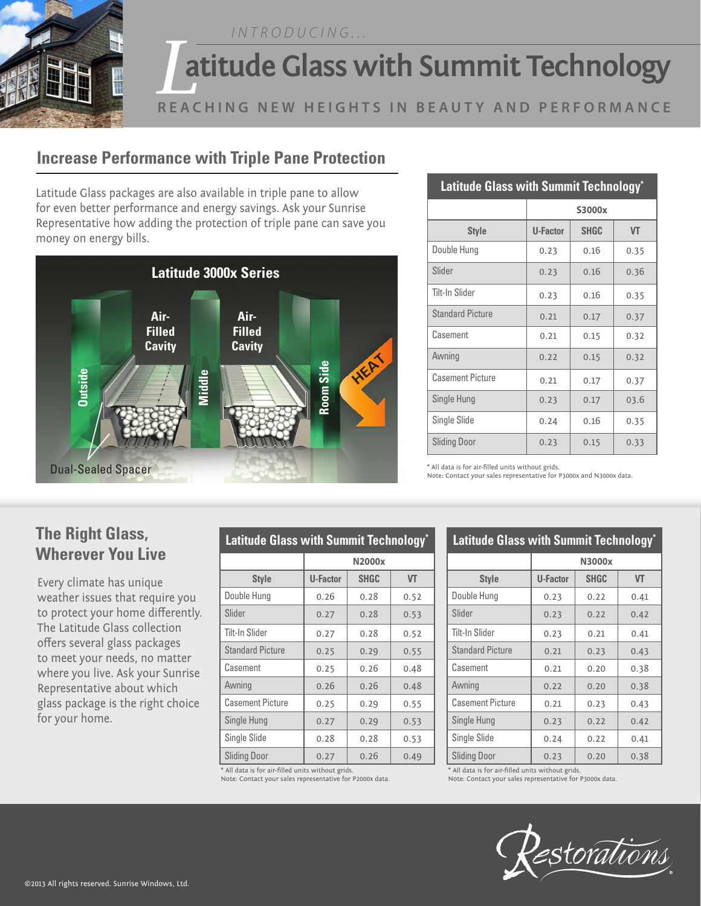*INTRODUCING...*

# Latitude Glass with Summit Technology

REACHING NEW HEIGHTS IN BEAUTY AND PERFORMANCE

## Increase Performance with Triple Pane Protection

Latitude Glass packages are also available in triple pane to allow for even better performance and energy savings. Ask your Sunrise Representative how adding the protection of triple pane can save you money on energy bills.

Latitude 3000x Series

Outside
Air-Filled Cavity
Middle
Air-Filled Cavity
Room Side
HEAT
Dual-Sealed Spacer

**Latitude Glass with Summit Technology***

| | S3000x | | |
|---|---|---|---|
| **Style** | **U-Factor** | **SHGC** | **VT** |
| Double Hung | 0.23 | 0.16 | 0.35 |
| Slider | 0.23 | 0.16 | 0.36 |
| Tilt-In Slider | 0.23 | 0.16 | 0.35 |
| Standard Picture | 0.21 | 0.17 | 0.37 |
| Casement | 0.21 | 0.15 | 0.32 |
| Awning | 0.22 | 0.15 | 0.32 |
| Casement Picture | 0.21 | 0.17 | 0.37 |
| Single Hung | 0.23 | 0.17 | 03.6 |
| Single Slide | 0.24 | 0.16 | 0.35 |
| Sliding Door | 0.23 | 0.15 | 0.33 |

* All data is for air-filled units without grids.
Note: Contact your sales representative for P3000x and N3000x data.

## The Right Glass, Wherever You Live

Every climate has unique weather issues that require you to protect your home differently. The Latitude Glass collection offers several glass packages to meet your needs, no matter where you live. Ask your Sunrise Representative about which glass package is the right choice for your home.

**Latitude Glass with Summit Technology***

| | N2000x | | |
|---|---|---|---|
| **Style** | **U-Factor** | **SHGC** | **VT** |
| Double Hung | 0.26 | 0.28 | 0.52 |
| Slider | 0.27 | 0.28 | 0.53 |
| Tilt-In Slider | 0.27 | 0.28 | 0.52 |
| Standard Picture | 0.25 | 0.29 | 0.55 |
| Casement | 0.25 | 0.26 | 0.48 |
| Awning | 0.26 | 0.26 | 0.48 |
| Casement Picture | 0.25 | 0.29 | 0.55 |
| Single Hung | 0.27 | 0.29 | 0.53 |
| Single Slide | 0.28 | 0.28 | 0.53 |
| Sliding Door | 0.27 | 0.26 | 0.49 |

* All data is for air-filled units without grids.
Note: Contact your sales representative for P2000x data.

**Latitude Glass with Summit Technology***

| | N3000x | | |
|---|---|---|---|
| **Style** | **U-Factor** | **SHGC** | **VT** |
| Double Hung | 0.23 | 0.22 | 0.41 |
| Slider | 0.23 | 0.22 | 0.42 |
| Tilt-In Slider | 0.23 | 0.21 | 0.41 |
| Standard Picture | 0.21 | 0.23 | 0.43 |
| Casement | 0.21 | 0.20 | 0.38 |
| Awning | 0.22 | 0.20 | 0.38 |
| Casement Picture | 0.21 | 0.23 | 0.43 |
| Single Hung | 0.23 | 0.22 | 0.42 |
| Single Slide | 0.24 | 0.22 | 0.41 |
| Sliding Door | 0.23 | 0.20 | 0.38 |

* All data is for air-filled units without grids.
Note: Contact your sales representative for P3000x data.

Restorations®

©2013 All rights reserved. Sunrise Windows, Ltd.